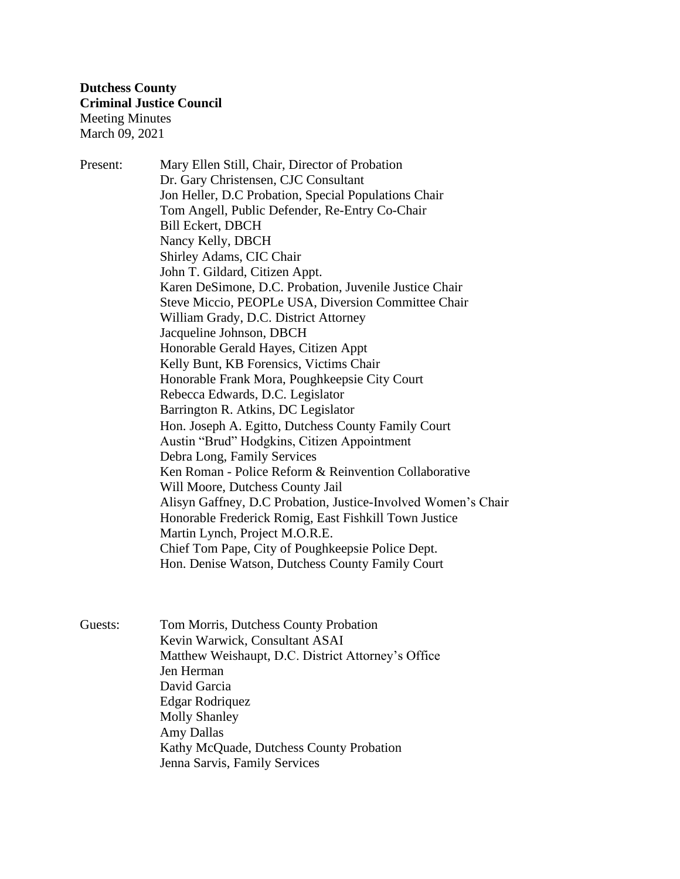**Dutchess County**
**Criminal Justice Council**
Meeting Minutes
March 09, 2021

Present:

Mary Ellen Still, Chair, Director of Probation
Dr. Gary Christensen, CJC Consultant
Jon Heller, D.C Probation, Special Populations Chair
Tom Angell, Public Defender, Re-Entry Co-Chair
Bill Eckert, DBCH
Nancy Kelly, DBCH
Shirley Adams, CIC Chair
John T. Gildard, Citizen Appt.
Karen DeSimone, D.C. Probation, Juvenile Justice Chair
Steve Miccio, PEOPLe USA, Diversion Committee Chair
William Grady, D.C. District Attorney
Jacqueline Johnson, DBCH
Honorable Gerald Hayes, Citizen Appt
Kelly Bunt, KB Forensics, Victims Chair
Honorable Frank Mora, Poughkeepsie City Court
Rebecca Edwards, D.C. Legislator
Barrington R. Atkins, DC Legislator
Hon. Joseph A. Egitto, Dutchess County Family Court
Austin "Brud" Hodgkins, Citizen Appointment
Debra Long, Family Services
Ken Roman - Police Reform & Reinvention Collaborative
Will Moore, Dutchess County Jail
Alisyn Gaffney, D.C Probation, Justice-Involved Women's Chair
Honorable Frederick Romig, East Fishkill Town Justice
Martin Lynch, Project M.O.R.E.
Chief Tom Pape, City of Poughkeepsie Police Dept.
Hon. Denise Watson, Dutchess County Family Court

Guests:

Tom Morris, Dutchess County Probation
Kevin Warwick, Consultant ASAI
Matthew Weishaupt, D.C. District Attorney's Office
Jen Herman
David Garcia
Edgar Rodriquez
Molly Shanley
Amy Dallas
Kathy McQuade, Dutchess County Probation
Jenna Sarvis, Family Services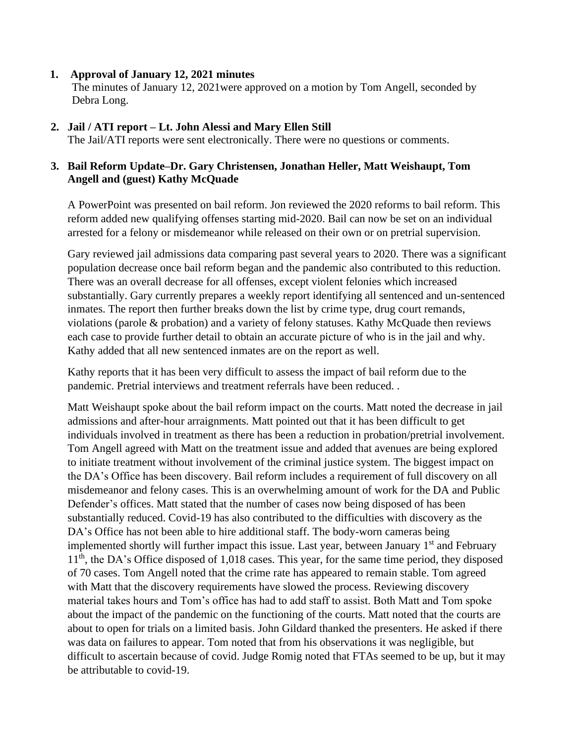1. **Approval of January 12, 2021 minutes**
   The minutes of January 12, 2021were approved on a motion by Tom Angell, seconded by Debra Long.

2. **Jail / ATI report – Lt. John Alessi and Mary Ellen Still**
   The Jail/ATI reports were sent electronically. There were no questions or comments.

3. **Bail Reform Update–Dr. Gary Christensen, Jonathan Heller, Matt Weishaupt, Tom Angell and (guest) Kathy McQuade**

   A PowerPoint was presented on bail reform. Jon reviewed the 2020 reforms to bail reform. This reform added new qualifying offenses starting mid-2020. Bail can now be set on an individual arrested for a felony or misdemeanor while released on their own or on pretrial supervision.

   Gary reviewed jail admissions data comparing past several years to 2020. There was a significant population decrease once bail reform began and the pandemic also contributed to this reduction. There was an overall decrease for all offenses, except violent felonies which increased substantially. Gary currently prepares a weekly report identifying all sentenced and un-sentenced inmates. The report then further breaks down the list by crime type, drug court remands, violations (parole & probation) and a variety of felony statuses. Kathy McQuade then reviews each case to provide further detail to obtain an accurate picture of who is in the jail and why. Kathy added that all new sentenced inmates are on the report as well.

   Kathy reports that it has been very difficult to assess the impact of bail reform due to the pandemic. Pretrial interviews and treatment referrals have been reduced. .

   Matt Weishaupt spoke about the bail reform impact on the courts. Matt noted the decrease in jail admissions and after-hour arraignments. Matt pointed out that it has been difficult to get individuals involved in treatment as there has been a reduction in probation/pretrial involvement. Tom Angell agreed with Matt on the treatment issue and added that avenues are being explored to initiate treatment without involvement of the criminal justice system. The biggest impact on the DA's Office has been discovery. Bail reform includes a requirement of full discovery on all misdemeanor and felony cases. This is an overwhelming amount of work for the DA and Public Defender's offices. Matt stated that the number of cases now being disposed of has been substantially reduced. Covid-19 has also contributed to the difficulties with discovery as the DA's Office has not been able to hire additional staff. The body-worn cameras being implemented shortly will further impact this issue. Last year, between January 1st and February 11th, the DA's Office disposed of 1,018 cases. This year, for the same time period, they disposed of 70 cases. Tom Angell noted that the crime rate has appeared to remain stable. Tom agreed with Matt that the discovery requirements have slowed the process. Reviewing discovery material takes hours and Tom's office has had to add staff to assist. Both Matt and Tom spoke about the impact of the pandemic on the functioning of the courts. Matt noted that the courts are about to open for trials on a limited basis. John Gildard thanked the presenters. He asked if there was data on failures to appear. Tom noted that from his observations it was negligible, but difficult to ascertain because of covid. Judge Romig noted that FTAs seemed to be up, but it may be attributable to covid-19.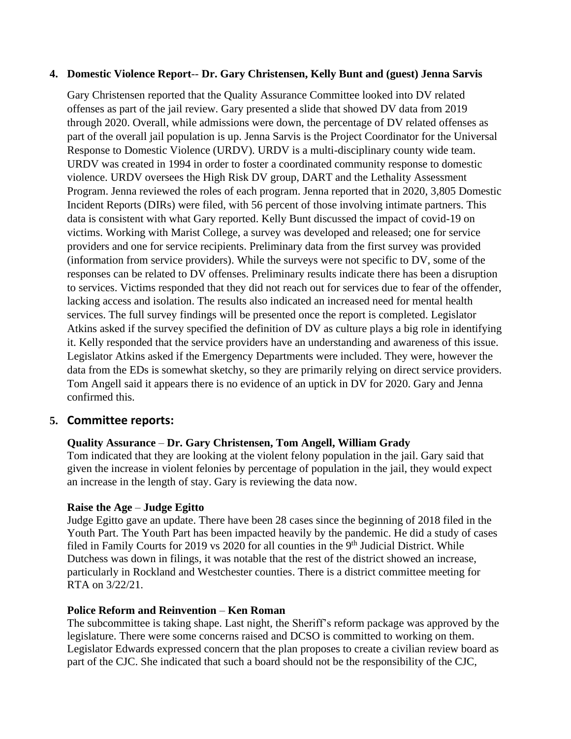4. **Domestic Violence Report**-- **Dr. Gary Christensen, Kelly Bunt and (guest) Jenna Sarvis**

   Gary Christensen reported that the Quality Assurance Committee looked into DV related offenses as part of the jail review. Gary presented a slide that showed DV data from 2019 through 2020. Overall, while admissions were down, the percentage of DV related offenses as part of the overall jail population is up. Jenna Sarvis is the Project Coordinator for the Universal Response to Domestic Violence (URDV). URDV is a multi-disciplinary county wide team. URDV was created in 1994 in order to foster a coordinated community response to domestic violence. URDV oversees the High Risk DV group, DART and the Lethality Assessment Program. Jenna reviewed the roles of each program. Jenna reported that in 2020, 3,805 Domestic Incident Reports (DIRs) were filed, with 56 percent of those involving intimate partners. This data is consistent with what Gary reported. Kelly Bunt discussed the impact of covid-19 on victims. Working with Marist College, a survey was developed and released; one for service providers and one for service recipients. Preliminary data from the first survey was provided (information from service providers). While the surveys were not specific to DV, some of the responses can be related to DV offenses. Preliminary results indicate there has been a disruption to services. Victims responded that they did not reach out for services due to fear of the offender, lacking access and isolation. The results also indicated an increased need for mental health services. The full survey findings will be presented once the report is completed. Legislator Atkins asked if the survey specified the definition of DV as culture plays a big role in identifying it. Kelly responded that the service providers have an understanding and awareness of this issue. Legislator Atkins asked if the Emergency Departments were included. They were, however the data from the EDs is somewhat sketchy, so they are primarily relying on direct service providers. Tom Angell said it appears there is no evidence of an uptick in DV for 2020. Gary and Jenna confirmed this.

5. **Committee reports:**

   **Quality Assurance** – **Dr. Gary Christensen, Tom Angell, William Grady**
   Tom indicated that they are looking at the violent felony population in the jail. Gary said that given the increase in violent felonies by percentage of population in the jail, they would expect an increase in the length of stay. Gary is reviewing the data now.

   **Raise the Age** – **Judge Egitto**
   Judge Egitto gave an update. There have been 28 cases since the beginning of 2018 filed in the Youth Part. The Youth Part has been impacted heavily by the pandemic. He did a study of cases filed in Family Courts for 2019 vs 2020 for all counties in the 9th Judicial District. While Dutchess was down in filings, it was notable that the rest of the district showed an increase, particularly in Rockland and Westchester counties. There is a district committee meeting for RTA on 3/22/21.

   **Police Reform and Reinvention** – **Ken Roman**
   The subcommittee is taking shape. Last night, the Sheriff's reform package was approved by the legislature. There were some concerns raised and DCSO is committed to working on them. Legislator Edwards expressed concern that the plan proposes to create a civilian review board as part of the CJC. She indicated that such a board should not be the responsibility of the CJC,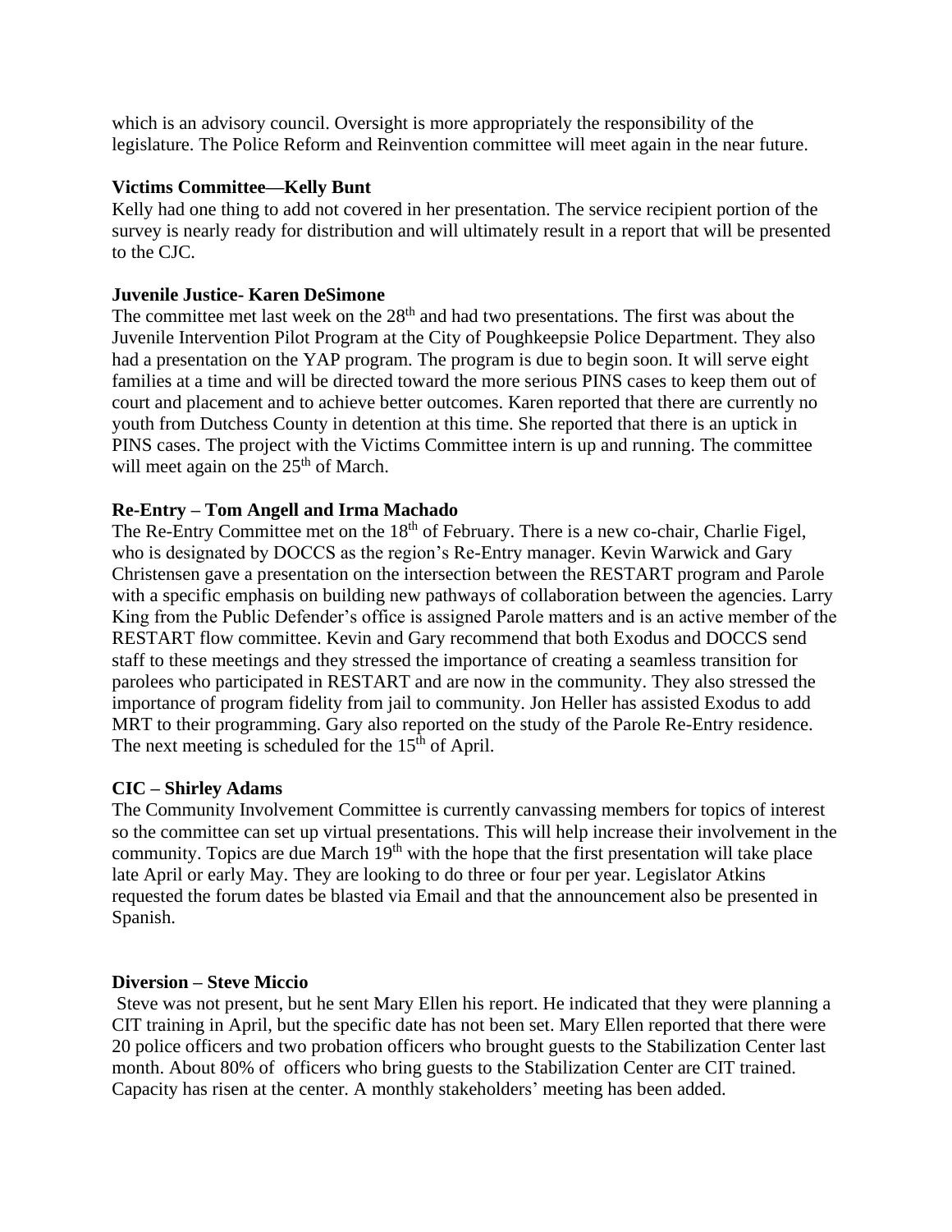which is an advisory council. Oversight is more appropriately the responsibility of the legislature. The Police Reform and Reinvention committee will meet again in the near future.

**Victims Committee—Kelly Bunt**

Kelly had one thing to add not covered in her presentation. The service recipient portion of the survey is nearly ready for distribution and will ultimately result in a report that will be presented to the CJC.

**Juvenile Justice- Karen DeSimone**

The committee met last week on the 28th and had two presentations. The first was about the Juvenile Intervention Pilot Program at the City of Poughkeepsie Police Department. They also had a presentation on the YAP program. The program is due to begin soon. It will serve eight families at a time and will be directed toward the more serious PINS cases to keep them out of court and placement and to achieve better outcomes. Karen reported that there are currently no youth from Dutchess County in detention at this time. She reported that there is an uptick in PINS cases. The project with the Victims Committee intern is up and running. The committee will meet again on the 25th of March.

**Re-Entry – Tom Angell and Irma Machado**

The Re-Entry Committee met on the 18th of February. There is a new co-chair, Charlie Figel, who is designated by DOCCS as the region's Re-Entry manager. Kevin Warwick and Gary Christensen gave a presentation on the intersection between the RESTART program and Parole with a specific emphasis on building new pathways of collaboration between the agencies. Larry King from the Public Defender's office is assigned Parole matters and is an active member of the RESTART flow committee. Kevin and Gary recommend that both Exodus and DOCCS send staff to these meetings and they stressed the importance of creating a seamless transition for parolees who participated in RESTART and are now in the community. They also stressed the importance of program fidelity from jail to community. Jon Heller has assisted Exodus to add MRT to their programming. Gary also reported on the study of the Parole Re-Entry residence. The next meeting is scheduled for the 15th of April.

**CIC – Shirley Adams**

The Community Involvement Committee is currently canvassing members for topics of interest so the committee can set up virtual presentations. This will help increase their involvement in the community. Topics are due March 19th with the hope that the first presentation will take place late April or early May. They are looking to do three or four per year. Legislator Atkins requested the forum dates be blasted via Email and that the announcement also be presented in Spanish.

**Diversion – Steve Miccio**

Steve was not present, but he sent Mary Ellen his report. He indicated that they were planning a CIT training in April, but the specific date has not been set. Mary Ellen reported that there were 20 police officers and two probation officers who brought guests to the Stabilization Center last month. About 80% of officers who bring guests to the Stabilization Center are CIT trained. Capacity has risen at the center. A monthly stakeholders' meeting has been added.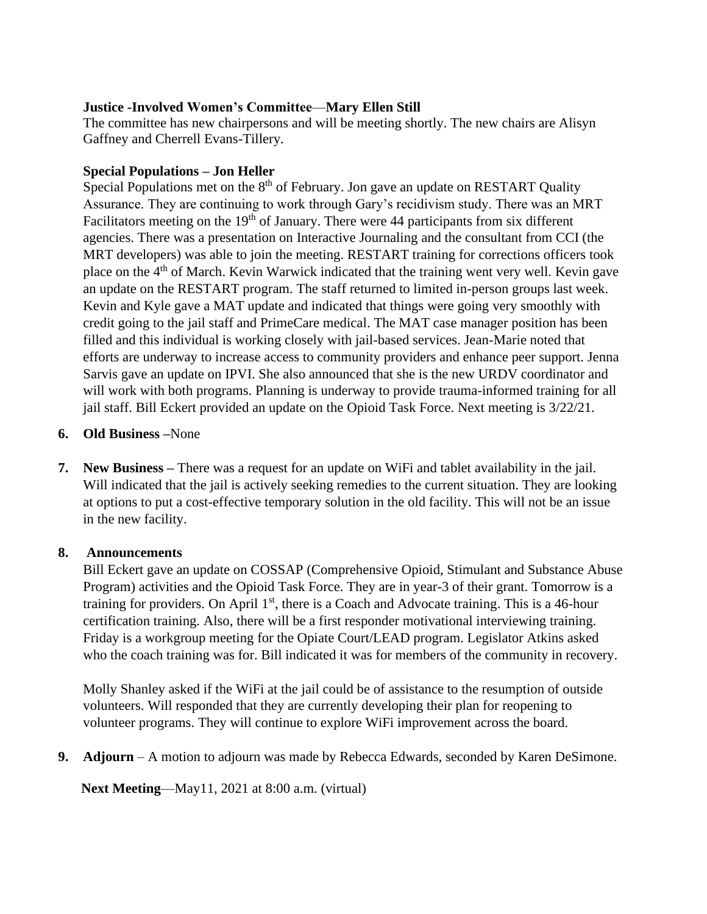**Justice -Involved Women's Committee**—**Mary Ellen Still**

The committee has new chairpersons and will be meeting shortly. The new chairs are Alisyn Gaffney and Cherrell Evans-Tillery.

**Special Populations – Jon Heller**

Special Populations met on the 8th of February. Jon gave an update on RESTART Quality Assurance. They are continuing to work through Gary's recidivism study. There was an MRT Facilitators meeting on the 19th of January. There were 44 participants from six different agencies. There was a presentation on Interactive Journaling and the consultant from CCI (the MRT developers) was able to join the meeting. RESTART training for corrections officers took place on the 4th of March. Kevin Warwick indicated that the training went very well. Kevin gave an update on the RESTART program. The staff returned to limited in-person groups last week. Kevin and Kyle gave a MAT update and indicated that things were going very smoothly with credit going to the jail staff and PrimeCare medical. The MAT case manager position has been filled and this individual is working closely with jail-based services. Jean-Marie noted that efforts are underway to increase access to community providers and enhance peer support. Jenna Sarvis gave an update on IPVI. She also announced that she is the new URDV coordinator and will work with both programs. Planning is underway to provide trauma-informed training for all jail staff. Bill Eckert provided an update on the Opioid Task Force. Next meeting is 3/22/21.

6. **Old Business** –None

7. **New Business** – There was a request for an update on WiFi and tablet availability in the jail. Will indicated that the jail is actively seeking remedies to the current situation. They are looking at options to put a cost-effective temporary solution in the old facility. This will not be an issue in the new facility.

8. **Announcements**

   Bill Eckert gave an update on COSSAP (Comprehensive Opioid, Stimulant and Substance Abuse Program) activities and the Opioid Task Force. They are in year-3 of their grant. Tomorrow is a training for providers. On April 1st, there is a Coach and Advocate training. This is a 46-hour certification training. Also, there will be a first responder motivational interviewing training. Friday is a workgroup meeting for the Opiate Court/LEAD program. Legislator Atkins asked who the coach training was for. Bill indicated it was for members of the community in recovery.

   Molly Shanley asked if the WiFi at the jail could be of assistance to the resumption of outside volunteers. Will responded that they are currently developing their plan for reopening to volunteer programs. They will continue to explore WiFi improvement across the board.

9. **Adjourn** – A motion to adjourn was made by Rebecca Edwards, seconded by Karen DeSimone.

**Next Meeting**—May11, 2021 at 8:00 a.m. (virtual)